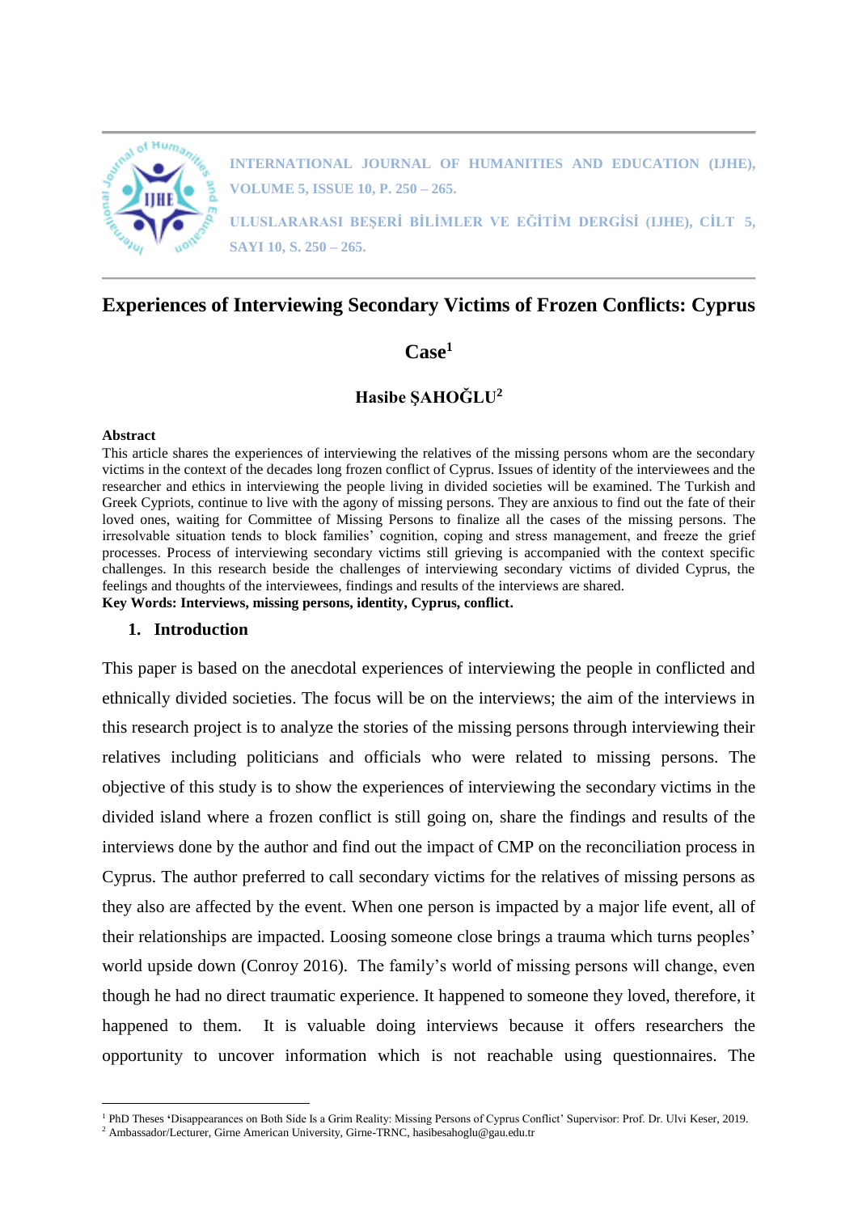# Experiences of Interviewing Secondary Victims of Frozen Conflicts: Cyprus Case[1]

**Hasibe ŞAHOĞLU[2]**

**Abstract**

This article shares the experiences of interviewing the relatives of the missing persons whom are the secondary victims in the context of the decades long frozen conflict of Cyprus. Issues of identity of the interviewees and the researcher and ethics in interviewing the people living in divided societies will be examined. The Turkish and Greek Cypriots, continue to live with the agony of missing persons. They are anxious to find out the fate of their loved ones, waiting for Committee of Missing Persons to finalize all the cases of the missing persons. The irresolvable situation tends to block families' cognition, coping and stress management, and freeze the grief processes. Process of interviewing secondary victims still grieving is accompanied with the context specific challenges. In this research beside the challenges of interviewing secondary victims of divided Cyprus, the feelings and thoughts of the interviewees, findings and results of the interviews are shared.

**Key Words: Interviews, missing persons, identity, Cyprus, conflict.**

## 1. Introduction

This paper is based on the anecdotal experiences of interviewing the people in conflicted and ethnically divided societies. The focus will be on the interviews; the aim of the interviews in this research project is to analyze the stories of the missing persons through interviewing their relatives including politicians and officials who were related to missing persons. The objective of this study is to show the experiences of interviewing the secondary victims in the divided island where a frozen conflict is still going on, share the findings and results of the interviews done by the author and find out the impact of CMP on the reconciliation process in Cyprus. The author preferred to call secondary victims for the relatives of missing persons as they also are affected by the event. When one person is impacted by a major life event, all of their relationships are impacted. Loosing someone close brings a trauma which turns peoples' world upside down (Conroy 2016). The family's world of missing persons will change, even though he had no direct traumatic experience. It happened to someone they loved, therefore, it happened to them. It is valuable doing interviews because it offers researchers the opportunity to uncover information which is not reachable using questionnaires. The

---

[1] PhD Theses 'Disappearances on Both Side Is a Grim Reality: Missing Persons of Cyprus Conflict' Supervisor: Prof. Dr. Ulvi Keser, 2019.

[2] Ambassador/Lecturer, Girne American University, Girne-TRNC, hasibesahoglu@gau.edu.tr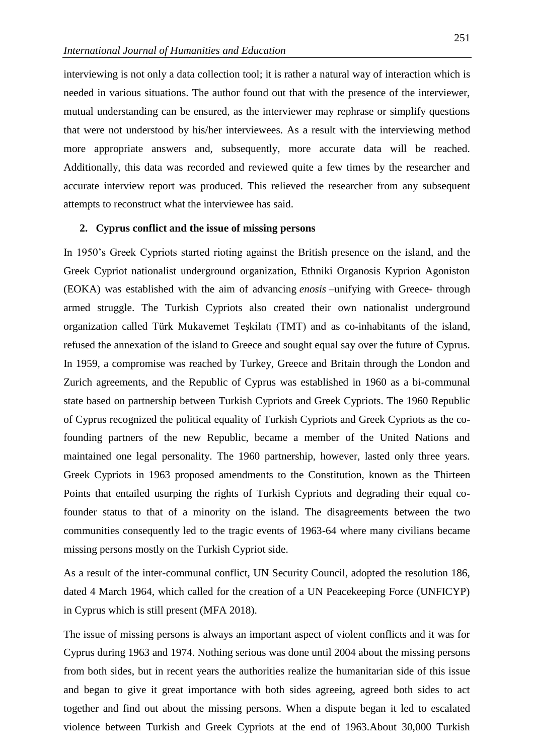interviewing is not only a data collection tool; it is rather a natural way of interaction which is needed in various situations. The author found out that with the presence of the interviewer, mutual understanding can be ensured, as the interviewer may rephrase or simplify questions that were not understood by his/her interviewees. As a result with the interviewing method more appropriate answers and, subsequently, more accurate data will be reached. Additionally, this data was recorded and reviewed quite a few times by the researcher and accurate interview report was produced. This relieved the researcher from any subsequent attempts to reconstruct what the interviewee has said.

## 2. Cyprus conflict and the issue of missing persons

In 1950's Greek Cypriots started rioting against the British presence on the island, and the Greek Cypriot nationalist underground organization, Ethniki Organosis Kyprion Agoniston (EOKA) was established with the aim of advancing *enosis* –unifying with Greece- through armed struggle. The Turkish Cypriots also created their own nationalist underground organization called Türk Mukavemet Teşkilatı (TMT) and as co-inhabitants of the island, refused the annexation of the island to Greece and sought equal say over the future of Cyprus. In 1959, a compromise was reached by Turkey, Greece and Britain through the London and Zurich agreements, and the Republic of Cyprus was established in 1960 as a bi-communal state based on partnership between Turkish Cypriots and Greek Cypriots. The 1960 Republic of Cyprus recognized the political equality of Turkish Cypriots and Greek Cypriots as the co-founding partners of the new Republic, became a member of the United Nations and maintained one legal personality. The 1960 partnership, however, lasted only three years. Greek Cypriots in 1963 proposed amendments to the Constitution, known as the Thirteen Points that entailed usurping the rights of Turkish Cypriots and degrading their equal co-founder status to that of a minority on the island. The disagreements between the two communities consequently led to the tragic events of 1963-64 where many civilians became missing persons mostly on the Turkish Cypriot side.

As a result of the inter-communal conflict, UN Security Council, adopted the resolution 186, dated 4 March 1964, which called for the creation of a UN Peacekeeping Force (UNFICYP) in Cyprus which is still present (MFA 2018).

The issue of missing persons is always an important aspect of violent conflicts and it was for Cyprus during 1963 and 1974. Nothing serious was done until 2004 about the missing persons from both sides, but in recent years the authorities realize the humanitarian side of this issue and began to give it great importance with both sides agreeing, agreed both sides to act together and find out about the missing persons. When a dispute began it led to escalated violence between Turkish and Greek Cypriots at the end of 1963.About 30,000 Turkish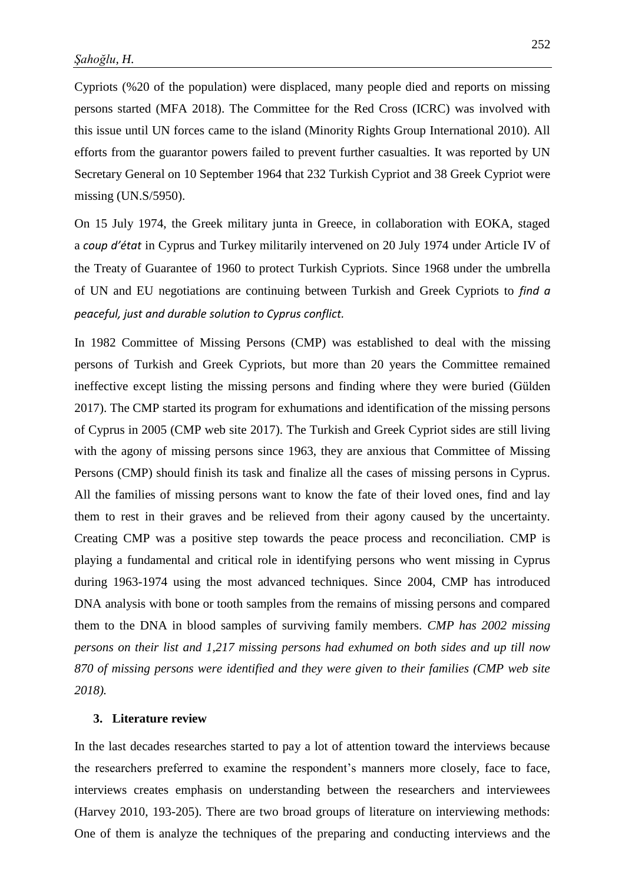Cypriots (%20 of the population) were displaced, many people died and reports on missing persons started (MFA 2018). The Committee for the Red Cross (ICRC) was involved with this issue until UN forces came to the island (Minority Rights Group International 2010). All efforts from the guarantor powers failed to prevent further casualties. It was reported by UN Secretary General on 10 September 1964 that 232 Turkish Cypriot and 38 Greek Cypriot were missing (UN.S/5950).

On 15 July 1974, the Greek military junta in Greece, in collaboration with EOKA, staged a *coup d'état* in Cyprus and Turkey militarily intervened on 20 July 1974 under Article IV of the Treaty of Guarantee of 1960 to protect Turkish Cypriots. Since 1968 under the umbrella of UN and EU negotiations are continuing between Turkish and Greek Cypriots to *find a peaceful, just and durable solution to Cyprus conflict.*

In 1982 Committee of Missing Persons (CMP) was established to deal with the missing persons of Turkish and Greek Cypriots, but more than 20 years the Committee remained ineffective except listing the missing persons and finding where they were buried (Gülden 2017). The CMP started its program for exhumations and identification of the missing persons of Cyprus in 2005 (CMP web site 2017). The Turkish and Greek Cypriot sides are still living with the agony of missing persons since 1963, they are anxious that Committee of Missing Persons (CMP) should finish its task and finalize all the cases of missing persons in Cyprus. All the families of missing persons want to know the fate of their loved ones, find and lay them to rest in their graves and be relieved from their agony caused by the uncertainty. Creating CMP was a positive step towards the peace process and reconciliation. CMP is playing a fundamental and critical role in identifying persons who went missing in Cyprus during 1963-1974 using the most advanced techniques. Since 2004, CMP has introduced DNA analysis with bone or tooth samples from the remains of missing persons and compared them to the DNA in blood samples of surviving family members. *CMP has 2002 missing persons on their list and 1,217 missing persons had exhumed on both sides and up till now 870 of missing persons were identified and they were given to their families (CMP web site 2018).*

## 3. Literature review

In the last decades researches started to pay a lot of attention toward the interviews because the researchers preferred to examine the respondent's manners more closely, face to face, interviews creates emphasis on understanding between the researchers and interviewees (Harvey 2010, 193-205). There are two broad groups of literature on interviewing methods: One of them is analyze the techniques of the preparing and conducting interviews and the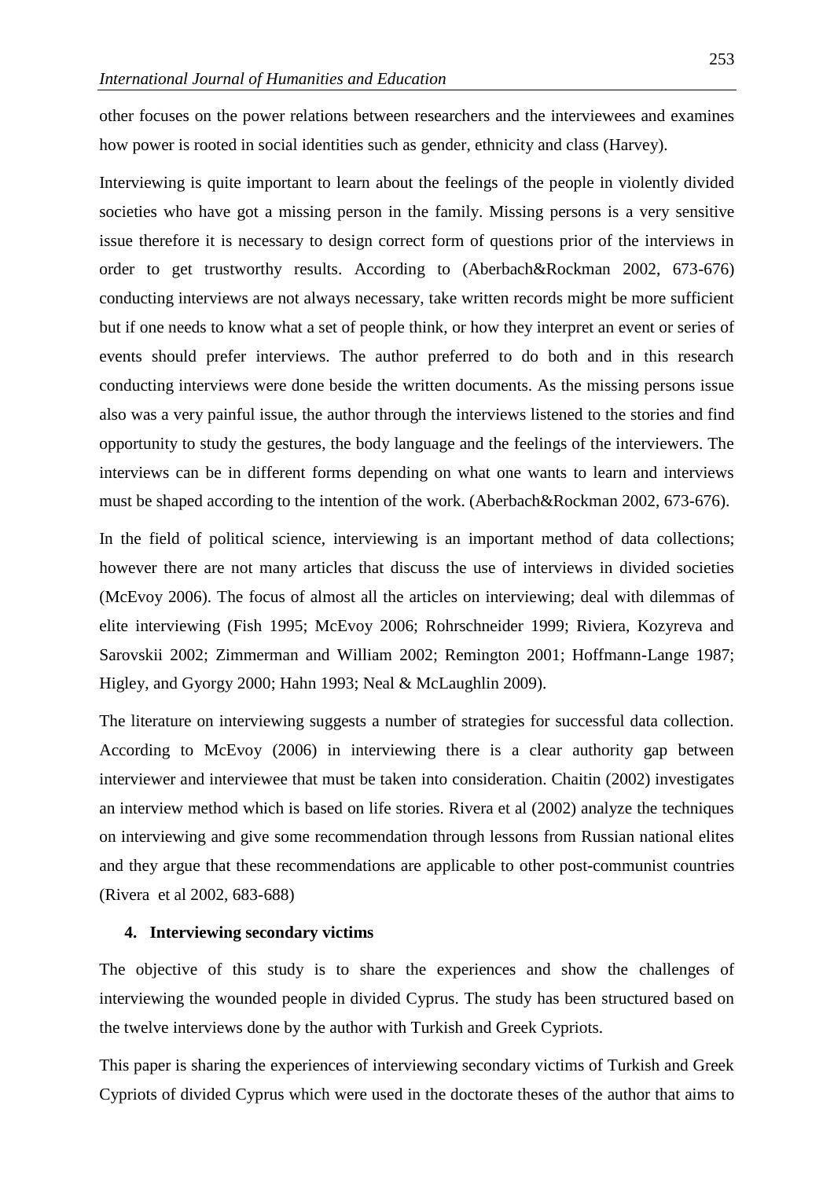other focuses on the power relations between researchers and the interviewees and examines how power is rooted in social identities such as gender, ethnicity and class (Harvey).

Interviewing is quite important to learn about the feelings of the people in violently divided societies who have got a missing person in the family. Missing persons is a very sensitive issue therefore it is necessary to design correct form of questions prior of the interviews in order to get trustworthy results. According to (Aberbach&Rockman 2002, 673-676) conducting interviews are not always necessary, take written records might be more sufficient but if one needs to know what a set of people think, or how they interpret an event or series of events should prefer interviews. The author preferred to do both and in this research conducting interviews were done beside the written documents. As the missing persons issue also was a very painful issue, the author through the interviews listened to the stories and find opportunity to study the gestures, the body language and the feelings of the interviewers. The interviews can be in different forms depending on what one wants to learn and interviews must be shaped according to the intention of the work. (Aberbach&Rockman 2002, 673-676).

In the field of political science, interviewing is an important method of data collections; however there are not many articles that discuss the use of interviews in divided societies (McEvoy 2006). The focus of almost all the articles on interviewing; deal with dilemmas of elite interviewing (Fish 1995; McEvoy 2006; Rohrschneider 1999; Riviera, Kozyreva and Sarovskii 2002; Zimmerman and William 2002; Remington 2001; Hoffmann-Lange 1987; Higley, and Gyorgy 2000; Hahn 1993; Neal & McLaughlin 2009).

The literature on interviewing suggests a number of strategies for successful data collection. According to McEvoy (2006) in interviewing there is a clear authority gap between interviewer and interviewee that must be taken into consideration. Chaitin (2002) investigates an interview method which is based on life stories. Rivera et al (2002) analyze the techniques on interviewing and give some recommendation through lessons from Russian national elites and they argue that these recommendations are applicable to other post-communist countries (Rivera et al 2002, 683-688)

## 4. Interviewing secondary victims

The objective of this study is to share the experiences and show the challenges of interviewing the wounded people in divided Cyprus. The study has been structured based on the twelve interviews done by the author with Turkish and Greek Cypriots.

This paper is sharing the experiences of interviewing secondary victims of Turkish and Greek Cypriots of divided Cyprus which were used in the doctorate theses of the author that aims to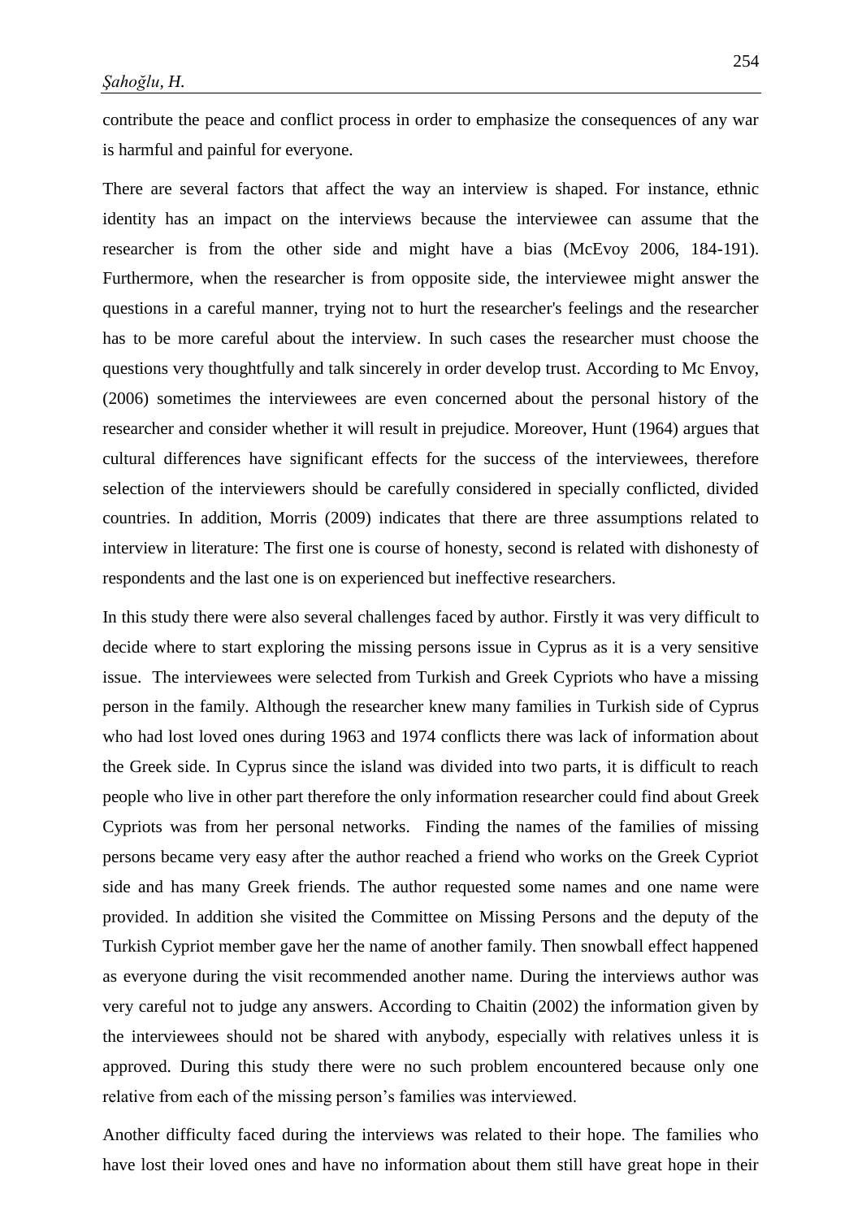contribute the peace and conflict process in order to emphasize the consequences of any war is harmful and painful for everyone.

There are several factors that affect the way an interview is shaped. For instance, ethnic identity has an impact on the interviews because the interviewee can assume that the researcher is from the other side and might have a bias (McEvoy 2006, 184-191). Furthermore, when the researcher is from opposite side, the interviewee might answer the questions in a careful manner, trying not to hurt the researcher's feelings and the researcher has to be more careful about the interview. In such cases the researcher must choose the questions very thoughtfully and talk sincerely in order develop trust. According to Mc Envoy, (2006) sometimes the interviewees are even concerned about the personal history of the researcher and consider whether it will result in prejudice. Moreover, Hunt (1964) argues that cultural differences have significant effects for the success of the interviewees, therefore selection of the interviewers should be carefully considered in specially conflicted, divided countries. In addition, Morris (2009) indicates that there are three assumptions related to interview in literature: The first one is course of honesty, second is related with dishonesty of respondents and the last one is on experienced but ineffective researchers.

In this study there were also several challenges faced by author. Firstly it was very difficult to decide where to start exploring the missing persons issue in Cyprus as it is a very sensitive issue. The interviewees were selected from Turkish and Greek Cypriots who have a missing person in the family. Although the researcher knew many families in Turkish side of Cyprus who had lost loved ones during 1963 and 1974 conflicts there was lack of information about the Greek side. In Cyprus since the island was divided into two parts, it is difficult to reach people who live in other part therefore the only information researcher could find about Greek Cypriots was from her personal networks. Finding the names of the families of missing persons became very easy after the author reached a friend who works on the Greek Cypriot side and has many Greek friends. The author requested some names and one name were provided. In addition she visited the Committee on Missing Persons and the deputy of the Turkish Cypriot member gave her the name of another family. Then snowball effect happened as everyone during the visit recommended another name. During the interviews author was very careful not to judge any answers. According to Chaitin (2002) the information given by the interviewees should not be shared with anybody, especially with relatives unless it is approved. During this study there were no such problem encountered because only one relative from each of the missing person's families was interviewed.

Another difficulty faced during the interviews was related to their hope. The families who have lost their loved ones and have no information about them still have great hope in their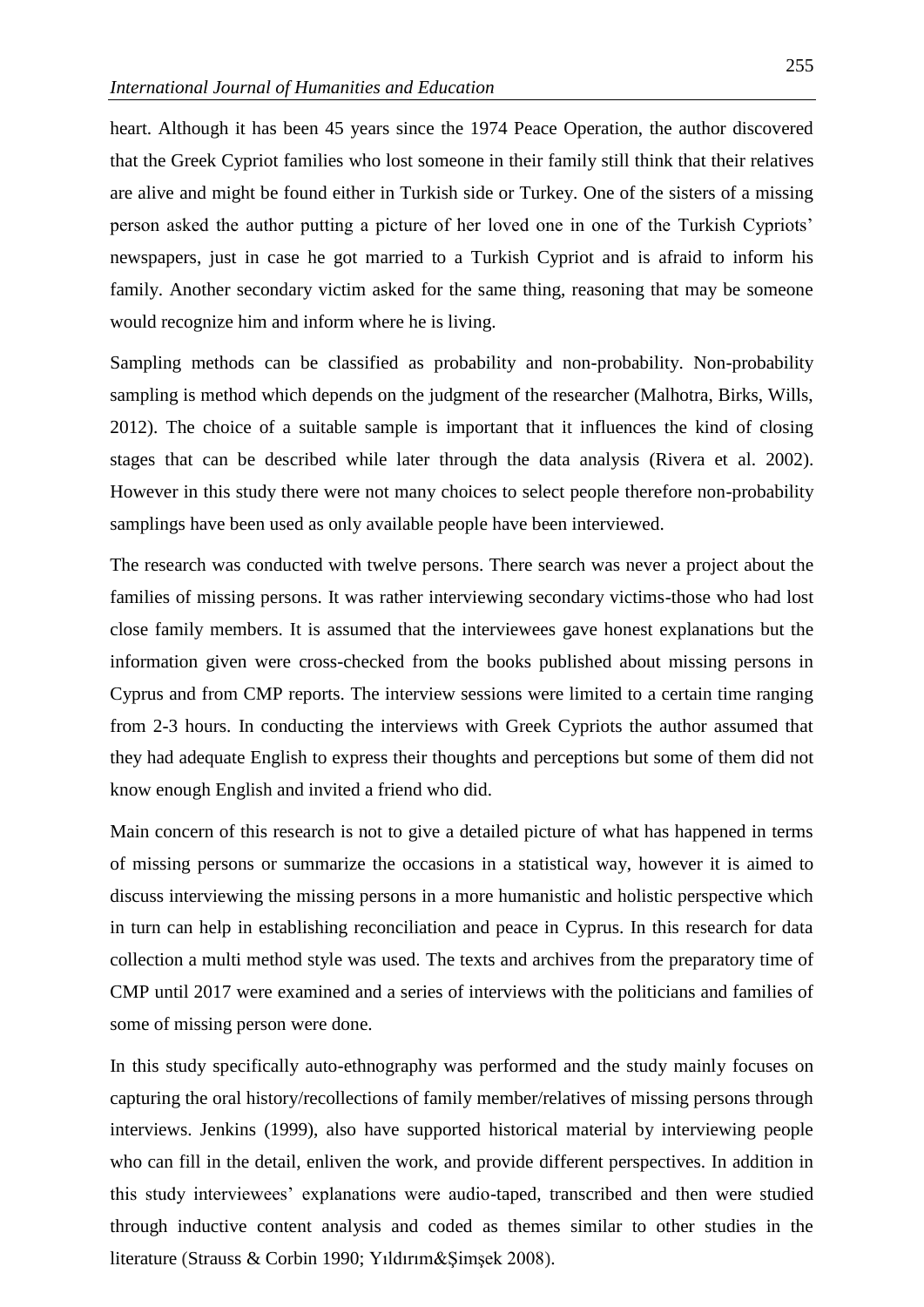heart. Although it has been 45 years since the 1974 Peace Operation, the author discovered that the Greek Cypriot families who lost someone in their family still think that their relatives are alive and might be found either in Turkish side or Turkey. One of the sisters of a missing person asked the author putting a picture of her loved one in one of the Turkish Cypriots' newspapers, just in case he got married to a Turkish Cypriot and is afraid to inform his family. Another secondary victim asked for the same thing, reasoning that may be someone would recognize him and inform where he is living.

Sampling methods can be classified as probability and non-probability. Non-probability sampling is method which depends on the judgment of the researcher (Malhotra, Birks, Wills, 2012). The choice of a suitable sample is important that it influences the kind of closing stages that can be described while later through the data analysis (Rivera et al. 2002). However in this study there were not many choices to select people therefore non-probability samplings have been used as only available people have been interviewed.

The research was conducted with twelve persons. There search was never a project about the families of missing persons. It was rather interviewing secondary victims-those who had lost close family members. It is assumed that the interviewees gave honest explanations but the information given were cross-checked from the books published about missing persons in Cyprus and from CMP reports. The interview sessions were limited to a certain time ranging from 2-3 hours. In conducting the interviews with Greek Cypriots the author assumed that they had adequate English to express their thoughts and perceptions but some of them did not know enough English and invited a friend who did.

Main concern of this research is not to give a detailed picture of what has happened in terms of missing persons or summarize the occasions in a statistical way, however it is aimed to discuss interviewing the missing persons in a more humanistic and holistic perspective which in turn can help in establishing reconciliation and peace in Cyprus. In this research for data collection a multi method style was used. The texts and archives from the preparatory time of CMP until 2017 were examined and a series of interviews with the politicians and families of some of missing person were done.

In this study specifically auto-ethnography was performed and the study mainly focuses on capturing the oral history/recollections of family member/relatives of missing persons through interviews. Jenkins (1999), also have supported historical material by interviewing people who can fill in the detail, enliven the work, and provide different perspectives. In addition in this study interviewees' explanations were audio-taped, transcribed and then were studied through inductive content analysis and coded as themes similar to other studies in the literature (Strauss & Corbin 1990; Yıldırım&Şimşek 2008).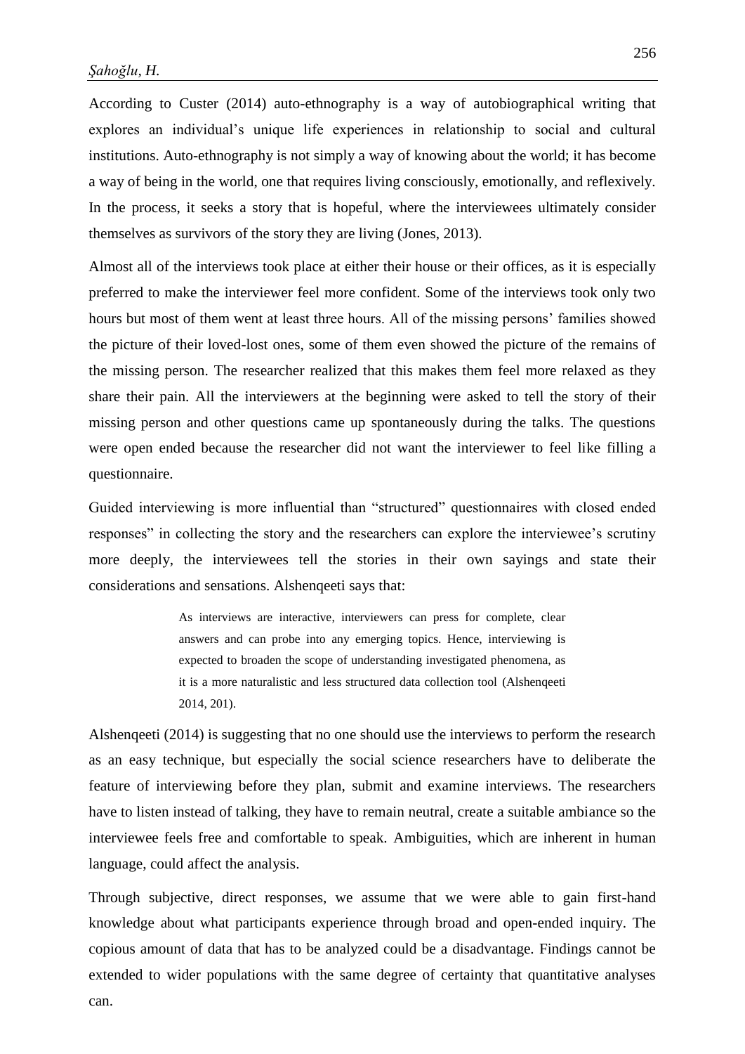According to Custer (2014) auto-ethnography is a way of autobiographical writing that explores an individual's unique life experiences in relationship to social and cultural institutions. Auto-ethnography is not simply a way of knowing about the world; it has become a way of being in the world, one that requires living consciously, emotionally, and reflexively. In the process, it seeks a story that is hopeful, where the interviewees ultimately consider themselves as survivors of the story they are living (Jones, 2013).

Almost all of the interviews took place at either their house or their offices, as it is especially preferred to make the interviewer feel more confident. Some of the interviews took only two hours but most of them went at least three hours. All of the missing persons' families showed the picture of their loved-lost ones, some of them even showed the picture of the remains of the missing person. The researcher realized that this makes them feel more relaxed as they share their pain. All the interviewers at the beginning were asked to tell the story of their missing person and other questions came up spontaneously during the talks. The questions were open ended because the researcher did not want the interviewer to feel like filling a questionnaire.

Guided interviewing is more influential than "structured" questionnaires with closed ended responses" in collecting the story and the researchers can explore the interviewee's scrutiny more deeply, the interviewees tell the stories in their own sayings and state their considerations and sensations. Alshenqeeti says that:

> As interviews are interactive, interviewers can press for complete, clear answers and can probe into any emerging topics. Hence, interviewing is expected to broaden the scope of understanding investigated phenomena, as it is a more naturalistic and less structured data collection tool (Alshenqeeti 2014, 201).

Alshenqeeti (2014) is suggesting that no one should use the interviews to perform the research as an easy technique, but especially the social science researchers have to deliberate the feature of interviewing before they plan, submit and examine interviews. The researchers have to listen instead of talking, they have to remain neutral, create a suitable ambiance so the interviewee feels free and comfortable to speak. Ambiguities, which are inherent in human language, could affect the analysis.

Through subjective, direct responses, we assume that we were able to gain first-hand knowledge about what participants experience through broad and open-ended inquiry. The copious amount of data that has to be analyzed could be a disadvantage. Findings cannot be extended to wider populations with the same degree of certainty that quantitative analyses can.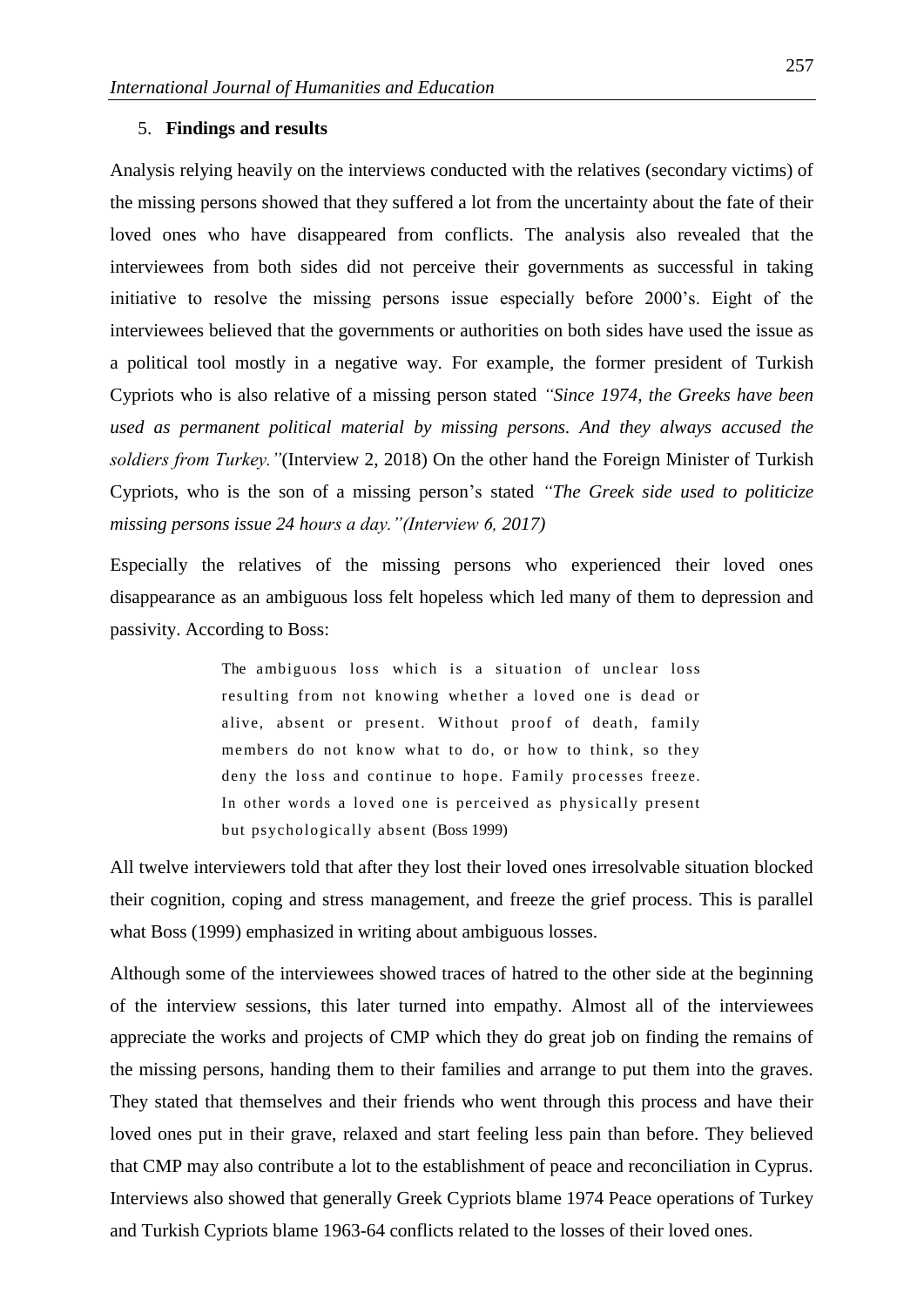## 5. **Findings and results**

Analysis relying heavily on the interviews conducted with the relatives (secondary victims) of the missing persons showed that they suffered a lot from the uncertainty about the fate of their loved ones who have disappeared from conflicts. The analysis also revealed that the interviewees from both sides did not perceive their governments as successful in taking initiative to resolve the missing persons issue especially before 2000's. Eight of the interviewees believed that the governments or authorities on both sides have used the issue as a political tool mostly in a negative way. For example, the former president of Turkish Cypriots who is also relative of a missing person stated *"Since 1974, the Greeks have been used as permanent political material by missing persons. And they always accused the soldiers from Turkey."*(Interview 2, 2018) On the other hand the Foreign Minister of Turkish Cypriots, who is the son of a missing person's stated *"The Greek side used to politicize missing persons issue 24 hours a day."(Interview 6, 2017)*

Especially the relatives of the missing persons who experienced their loved ones disappearance as an ambiguous loss felt hopeless which led many of them to depression and passivity. According to Boss:

> The ambiguous loss which is a situation of unclear loss resulting from not knowing whether a loved one is dead or alive, absent or present. Without proof of death, family members do not know what to do, or how to think, so they deny the loss and continue to hope. Family processes freeze. In other words a loved one is perceived as physically present but psychologically absent (Boss 1999)

All twelve interviewers told that after they lost their loved ones irresolvable situation blocked their cognition, coping and stress management, and freeze the grief process. This is parallel what Boss (1999) emphasized in writing about ambiguous losses.

Although some of the interviewees showed traces of hatred to the other side at the beginning of the interview sessions, this later turned into empathy. Almost all of the interviewees appreciate the works and projects of CMP which they do great job on finding the remains of the missing persons, handing them to their families and arrange to put them into the graves. They stated that themselves and their friends who went through this process and have their loved ones put in their grave, relaxed and start feeling less pain than before. They believed that CMP may also contribute a lot to the establishment of peace and reconciliation in Cyprus. Interviews also showed that generally Greek Cypriots blame 1974 Peace operations of Turkey and Turkish Cypriots blame 1963-64 conflicts related to the losses of their loved ones.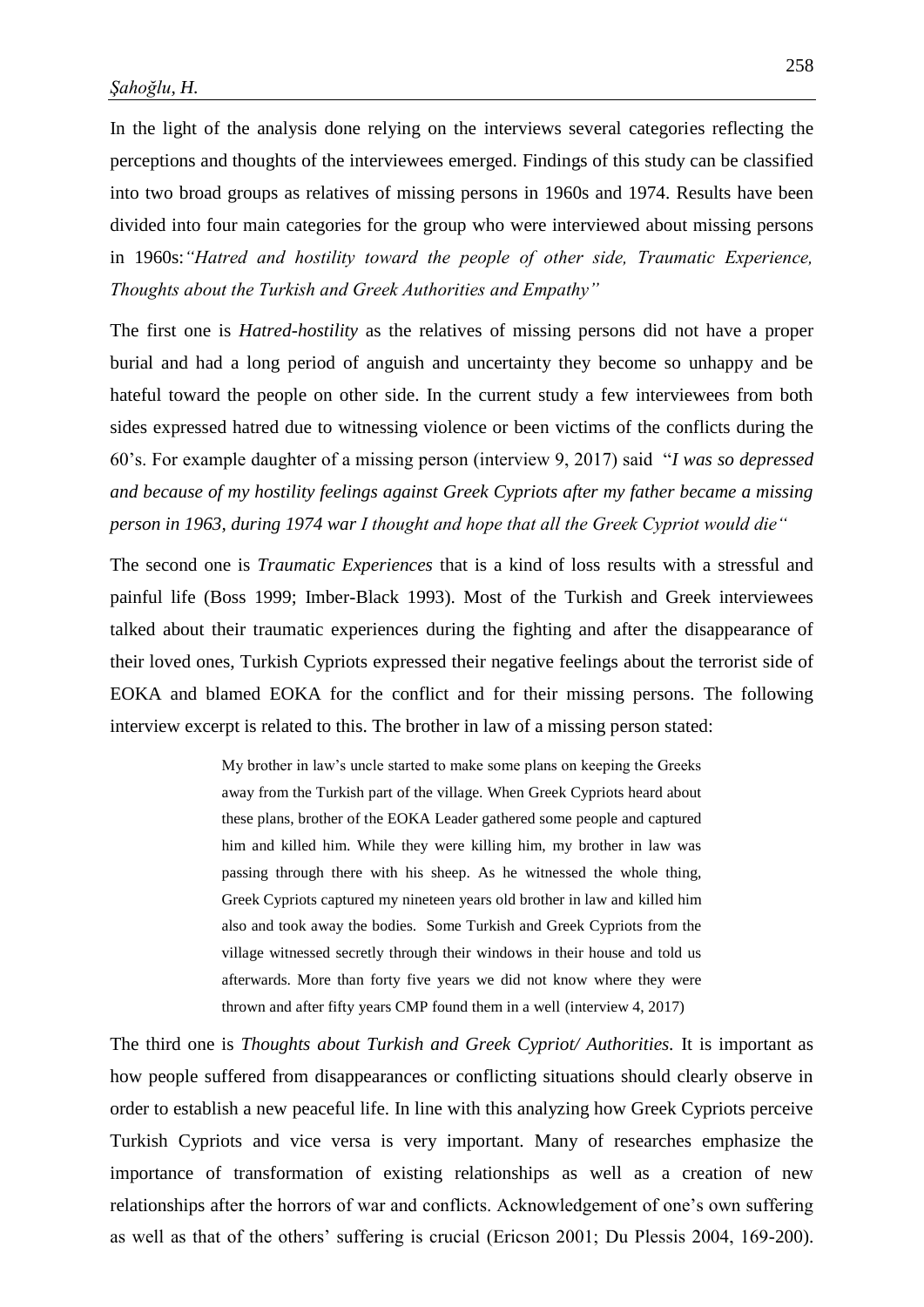In the light of the analysis done relying on the interviews several categories reflecting the perceptions and thoughts of the interviewees emerged. Findings of this study can be classified into two broad groups as relatives of missing persons in 1960s and 1974. Results have been divided into four main categories for the group who were interviewed about missing persons in 1960s:*"Hatred and hostility toward the people of other side, Traumatic Experience, Thoughts about the Turkish and Greek Authorities and Empathy"*

The first one is *Hatred-hostility* as the relatives of missing persons did not have a proper burial and had a long period of anguish and uncertainty they become so unhappy and be hateful toward the people on other side. In the current study a few interviewees from both sides expressed hatred due to witnessing violence or been victims of the conflicts during the 60's. For example daughter of a missing person (interview 9, 2017) said "*I was so depressed and because of my hostility feelings against Greek Cypriots after my father became a missing person in 1963, during 1974 war I thought and hope that all the Greek Cypriot would die"*

The second one is *Traumatic Experiences* that is a kind of loss results with a stressful and painful life (Boss 1999; Imber-Black 1993). Most of the Turkish and Greek interviewees talked about their traumatic experiences during the fighting and after the disappearance of their loved ones, Turkish Cypriots expressed their negative feelings about the terrorist side of EOKA and blamed EOKA for the conflict and for their missing persons. The following interview excerpt is related to this. The brother in law of a missing person stated:

> My brother in law's uncle started to make some plans on keeping the Greeks away from the Turkish part of the village. When Greek Cypriots heard about these plans, brother of the EOKA Leader gathered some people and captured him and killed him. While they were killing him, my brother in law was passing through there with his sheep. As he witnessed the whole thing, Greek Cypriots captured my nineteen years old brother in law and killed him also and took away the bodies. Some Turkish and Greek Cypriots from the village witnessed secretly through their windows in their house and told us afterwards. More than forty five years we did not know where they were thrown and after fifty years CMP found them in a well (interview 4, 2017)

The third one is *Thoughts about Turkish and Greek Cypriot/ Authorities.* It is important as how people suffered from disappearances or conflicting situations should clearly observe in order to establish a new peaceful life. In line with this analyzing how Greek Cypriots perceive Turkish Cypriots and vice versa is very important. Many of researches emphasize the importance of transformation of existing relationships as well as a creation of new relationships after the horrors of war and conflicts. Acknowledgement of one's own suffering as well as that of the others' suffering is crucial (Ericson 2001; Du Plessis 2004, 169-200).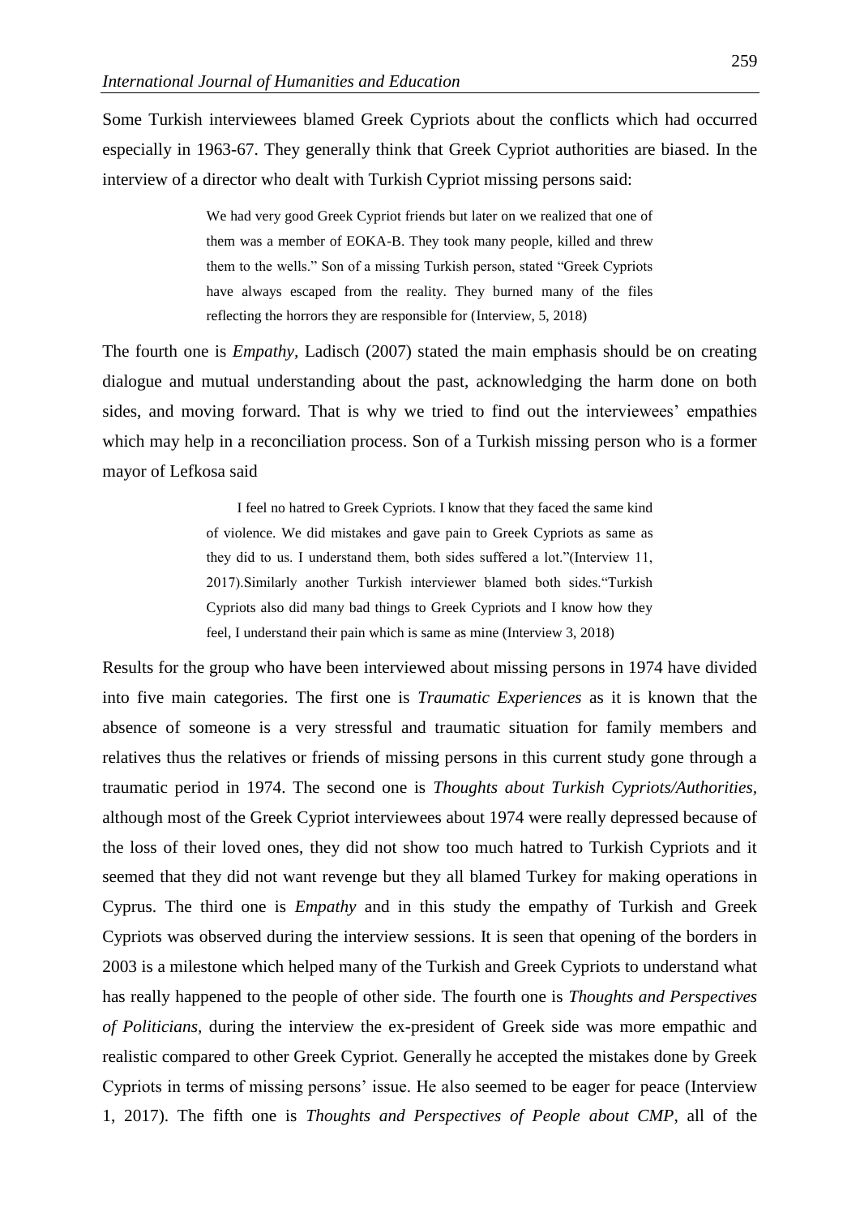Some Turkish interviewees blamed Greek Cypriots about the conflicts which had occurred especially in 1963-67. They generally think that Greek Cypriot authorities are biased. In the interview of a director who dealt with Turkish Cypriot missing persons said:

> We had very good Greek Cypriot friends but later on we realized that one of them was a member of EOKA-B. They took many people, killed and threw them to the wells." Son of a missing Turkish person, stated "Greek Cypriots have always escaped from the reality. They burned many of the files reflecting the horrors they are responsible for (Interview, 5, 2018)

The fourth one is *Empathy*, Ladisch (2007) stated the main emphasis should be on creating dialogue and mutual understanding about the past, acknowledging the harm done on both sides, and moving forward. That is why we tried to find out the interviewees' empathies which may help in a reconciliation process. Son of a Turkish missing person who is a former mayor of Lefkosa said

> I feel no hatred to Greek Cypriots. I know that they faced the same kind of violence. We did mistakes and gave pain to Greek Cypriots as same as they did to us. I understand them, both sides suffered a lot."(Interview 11, 2017).Similarly another Turkish interviewer blamed both sides."Turkish Cypriots also did many bad things to Greek Cypriots and I know how they feel, I understand their pain which is same as mine (Interview 3, 2018)

Results for the group who have been interviewed about missing persons in 1974 have divided into five main categories. The first one is *Traumatic Experiences* as it is known that the absence of someone is a very stressful and traumatic situation for family members and relatives thus the relatives or friends of missing persons in this current study gone through a traumatic period in 1974. The second one is *Thoughts about Turkish Cypriots/Authorities*, although most of the Greek Cypriot interviewees about 1974 were really depressed because of the loss of their loved ones, they did not show too much hatred to Turkish Cypriots and it seemed that they did not want revenge but they all blamed Turkey for making operations in Cyprus. The third one is *Empathy* and in this study the empathy of Turkish and Greek Cypriots was observed during the interview sessions. It is seen that opening of the borders in 2003 is a milestone which helped many of the Turkish and Greek Cypriots to understand what has really happened to the people of other side. The fourth one is *Thoughts and Perspectives of Politicians*, during the interview the ex-president of Greek side was more empathic and realistic compared to other Greek Cypriot. Generally he accepted the mistakes done by Greek Cypriots in terms of missing persons' issue. He also seemed to be eager for peace (Interview 1, 2017). The fifth one is *Thoughts and Perspectives of People about CMP*, all of the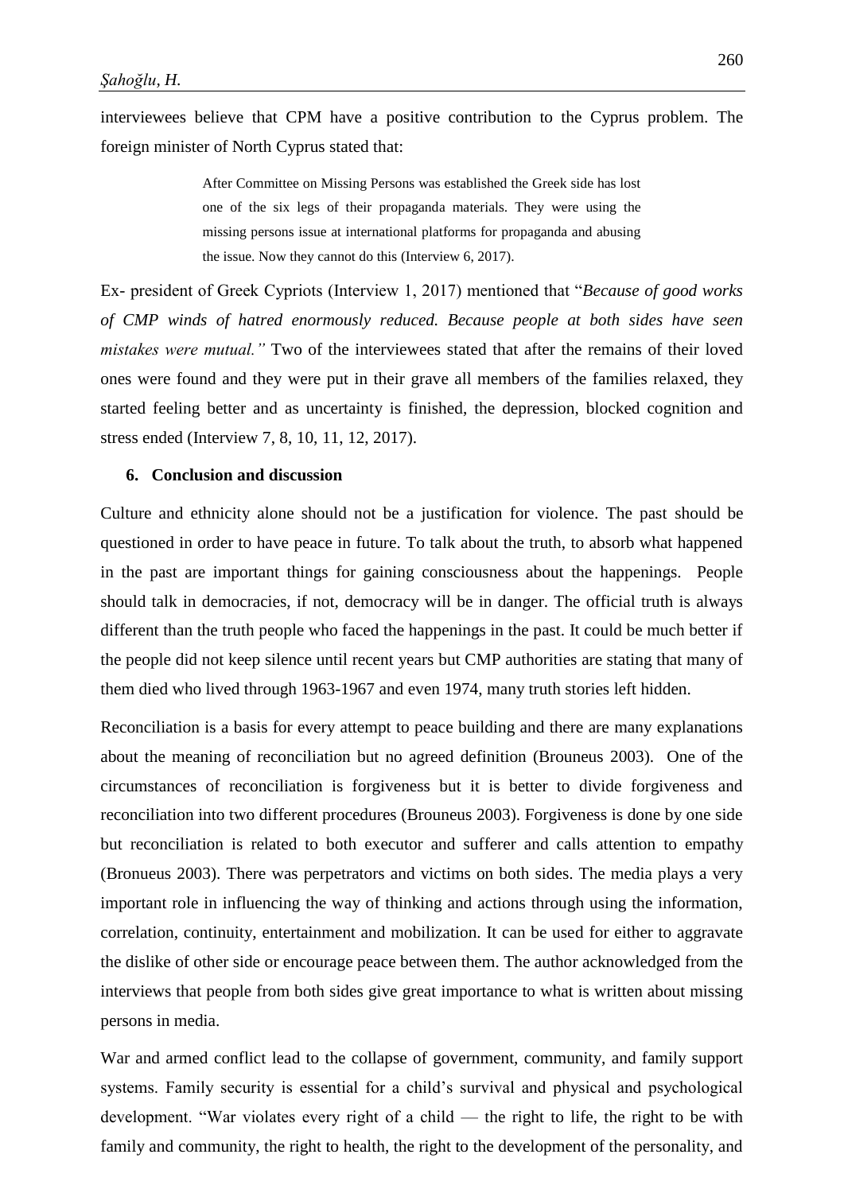interviewees believe that CPM have a positive contribution to the Cyprus problem. The foreign minister of North Cyprus stated that:

> After Committee on Missing Persons was established the Greek side has lost one of the six legs of their propaganda materials. They were using the missing persons issue at international platforms for propaganda and abusing the issue. Now they cannot do this (Interview 6, 2017).

Ex- president of Greek Cypriots (Interview 1, 2017) mentioned that "*Because of good works of CMP winds of hatred enormously reduced. Because people at both sides have seen mistakes were mutual.*" Two of the interviewees stated that after the remains of their loved ones were found and they were put in their grave all members of the families relaxed, they started feeling better and as uncertainty is finished, the depression, blocked cognition and stress ended (Interview 7, 8, 10, 11, 12, 2017).

## 6. Conclusion and discussion

Culture and ethnicity alone should not be a justification for violence. The past should be questioned in order to have peace in future. To talk about the truth, to absorb what happened in the past are important things for gaining consciousness about the happenings. People should talk in democracies, if not, democracy will be in danger. The official truth is always different than the truth people who faced the happenings in the past. It could be much better if the people did not keep silence until recent years but CMP authorities are stating that many of them died who lived through 1963-1967 and even 1974, many truth stories left hidden.

Reconciliation is a basis for every attempt to peace building and there are many explanations about the meaning of reconciliation but no agreed definition (Brouneus 2003). One of the circumstances of reconciliation is forgiveness but it is better to divide forgiveness and reconciliation into two different procedures (Brouneus 2003). Forgiveness is done by one side but reconciliation is related to both executor and sufferer and calls attention to empathy (Bronueus 2003). There was perpetrators and victims on both sides. The media plays a very important role in influencing the way of thinking and actions through using the information, correlation, continuity, entertainment and mobilization. It can be used for either to aggravate the dislike of other side or encourage peace between them. The author acknowledged from the interviews that people from both sides give great importance to what is written about missing persons in media.

War and armed conflict lead to the collapse of government, community, and family support systems. Family security is essential for a child's survival and physical and psychological development. "War violates every right of a child — the right to life, the right to be with family and community, the right to health, the right to the development of the personality, and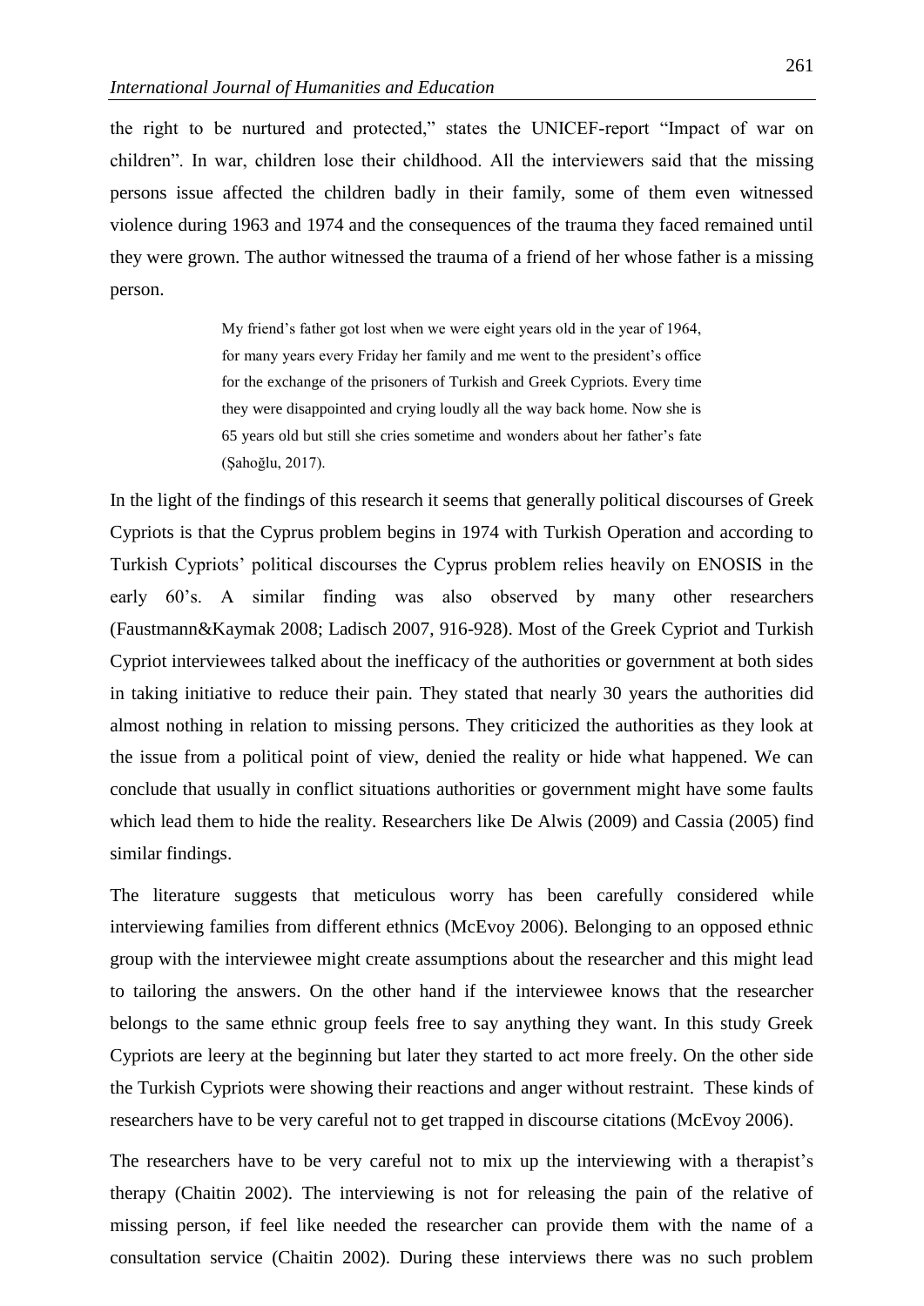the right to be nurtured and protected," states the UNICEF-report "Impact of war on children". In war, children lose their childhood. All the interviewers said that the missing persons issue affected the children badly in their family, some of them even witnessed violence during 1963 and 1974 and the consequences of the trauma they faced remained until they were grown. The author witnessed the trauma of a friend of her whose father is a missing person.

> My friend's father got lost when we were eight years old in the year of 1964, for many years every Friday her family and me went to the president's office for the exchange of the prisoners of Turkish and Greek Cypriots. Every time they were disappointed and crying loudly all the way back home. Now she is 65 years old but still she cries sometime and wonders about her father's fate (Şahoğlu, 2017).

In the light of the findings of this research it seems that generally political discourses of Greek Cypriots is that the Cyprus problem begins in 1974 with Turkish Operation and according to Turkish Cypriots' political discourses the Cyprus problem relies heavily on ENOSIS in the early 60's. A similar finding was also observed by many other researchers (Faustmann&Kaymak 2008; Ladisch 2007, 916-928). Most of the Greek Cypriot and Turkish Cypriot interviewees talked about the inefficacy of the authorities or government at both sides in taking initiative to reduce their pain. They stated that nearly 30 years the authorities did almost nothing in relation to missing persons. They criticized the authorities as they look at the issue from a political point of view, denied the reality or hide what happened. We can conclude that usually in conflict situations authorities or government might have some faults which lead them to hide the reality. Researchers like De Alwis (2009) and Cassia (2005) find similar findings.

The literature suggests that meticulous worry has been carefully considered while interviewing families from different ethnics (McEvoy 2006). Belonging to an opposed ethnic group with the interviewee might create assumptions about the researcher and this might lead to tailoring the answers. On the other hand if the interviewee knows that the researcher belongs to the same ethnic group feels free to say anything they want. In this study Greek Cypriots are leery at the beginning but later they started to act more freely. On the other side the Turkish Cypriots were showing their reactions and anger without restraint. These kinds of researchers have to be very careful not to get trapped in discourse citations (McEvoy 2006).

The researchers have to be very careful not to mix up the interviewing with a therapist's therapy (Chaitin 2002). The interviewing is not for releasing the pain of the relative of missing person, if feel like needed the researcher can provide them with the name of a consultation service (Chaitin 2002). During these interviews there was no such problem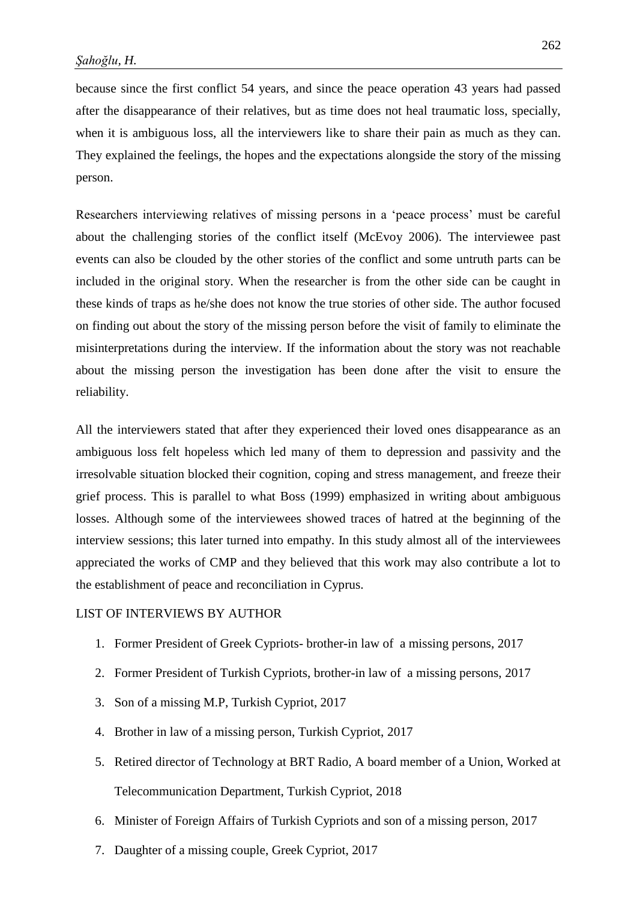because since the first conflict 54 years, and since the peace operation 43 years had passed after the disappearance of their relatives, but as time does not heal traumatic loss, specially, when it is ambiguous loss, all the interviewers like to share their pain as much as they can. They explained the feelings, the hopes and the expectations alongside the story of the missing person.

Researchers interviewing relatives of missing persons in a 'peace process' must be careful about the challenging stories of the conflict itself (McEvoy 2006). The interviewee past events can also be clouded by the other stories of the conflict and some untruth parts can be included in the original story. When the researcher is from the other side can be caught in these kinds of traps as he/she does not know the true stories of other side. The author focused on finding out about the story of the missing person before the visit of family to eliminate the misinterpretations during the interview. If the information about the story was not reachable about the missing person the investigation has been done after the visit to ensure the reliability.

All the interviewers stated that after they experienced their loved ones disappearance as an ambiguous loss felt hopeless which led many of them to depression and passivity and the irresolvable situation blocked their cognition, coping and stress management, and freeze their grief process. This is parallel to what Boss (1999) emphasized in writing about ambiguous losses. Although some of the interviewees showed traces of hatred at the beginning of the interview sessions; this later turned into empathy. In this study almost all of the interviewees appreciated the works of CMP and they believed that this work may also contribute a lot to the establishment of peace and reconciliation in Cyprus.

LIST OF INTERVIEWS BY AUTHOR

1. Former President of Greek Cypriots- brother-in law of a missing persons, 2017
2. Former President of Turkish Cypriots, brother-in law of a missing persons, 2017
3. Son of a missing M.P, Turkish Cypriot, 2017
4. Brother in law of a missing person, Turkish Cypriot, 2017
5. Retired director of Technology at BRT Radio, A board member of a Union, Worked at Telecommunication Department, Turkish Cypriot, 2018
6. Minister of Foreign Affairs of Turkish Cypriots and son of a missing person, 2017
7. Daughter of a missing couple, Greek Cypriot, 2017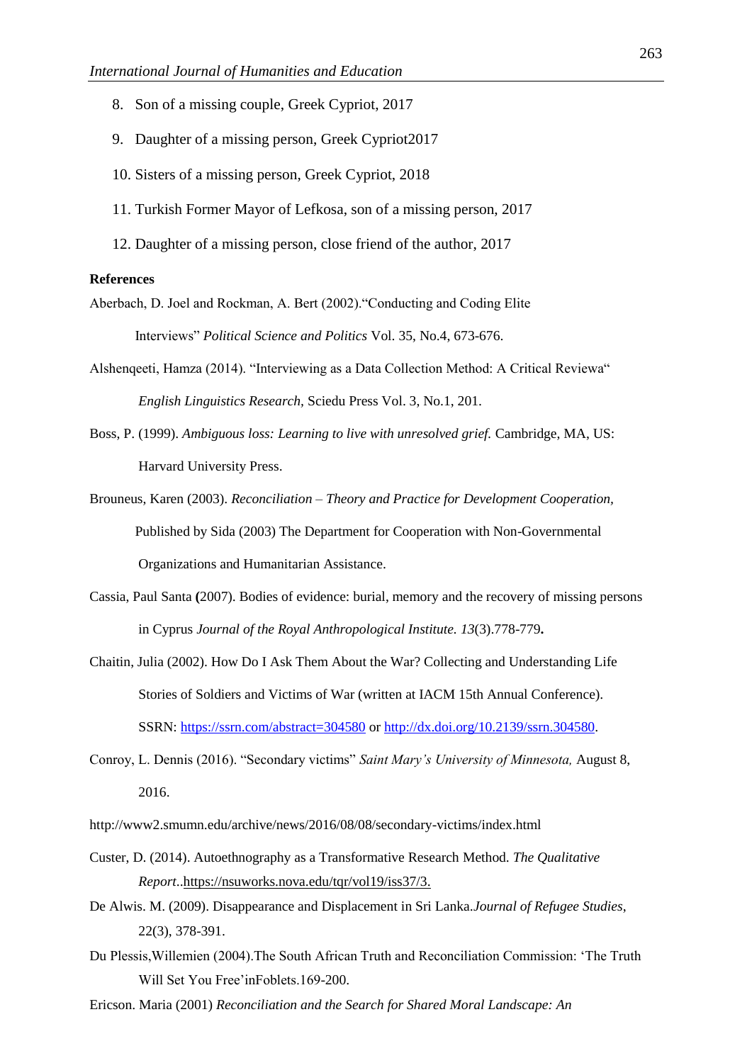8. Son of a missing couple, Greek Cypriot, 2017
9. Daughter of a missing person, Greek Cypriot2017
10. Sisters of a missing person, Greek Cypriot, 2018
11. Turkish Former Mayor of Lefkosa, son of a missing person, 2017
12. Daughter of a missing person, close friend of the author, 2017

**References**

Aberbach, D. Joel and Rockman, A. Bert (2002).“Conducting and Coding Elite Interviews” *Political Science and Politics* Vol. 35, No.4, 673-676.

Alshenqeeti, Hamza (2014). “Interviewing as a Data Collection Method: A Critical Reviewa“ *English Linguistics Research,* Sciedu Press Vol. 3, No.1, 201.

Boss, P. (1999). *Ambiguous loss: Learning to live with unresolved grief.* Cambridge, MA, US: Harvard University Press.

Brouneus, Karen (2003). *Reconciliation – Theory and Practice for Development Cooperation,* Published by Sida (2003) The Department for Cooperation with Non-Governmental Organizations and Humanitarian Assistance.

Cassia, Paul Santa **(**2007). Bodies of evidence: burial, memory and the recovery of missing persons in Cyprus *Journal of the Royal Anthropological Institute. 13*(3).778-779**.**

Chaitin, Julia (2002). How Do I Ask Them About the War? Collecting and Understanding Life Stories of Soldiers and Victims of War (written at IACM 15th Annual Conference). SSRN: https://ssrn.com/abstract=304580 or http://dx.doi.org/10.2139/ssrn.304580.

Conroy, L. Dennis (2016). “Secondary victims” *Saint Mary's University of Minnesota,* August 8, 2016.

http://www2.smumn.edu/archive/news/2016/08/08/secondary-victims/index.html

Custer, D. (2014). Autoethnography as a Transformative Research Method. *The Qualitative Report*..https://nsuworks.nova.edu/tqr/vol19/iss37/3.

De Alwis. M. (2009). Disappearance and Displacement in Sri Lanka.*Journal of Refugee Studies*, 22(3), 378-391.

Du Plessis,Willemien (2004).The South African Truth and Reconciliation Commission: ‘The Truth Will Set You Free’inFoblets.169-200.

Ericson. Maria (2001) *Reconciliation and the Search for Shared Moral Landscape: An*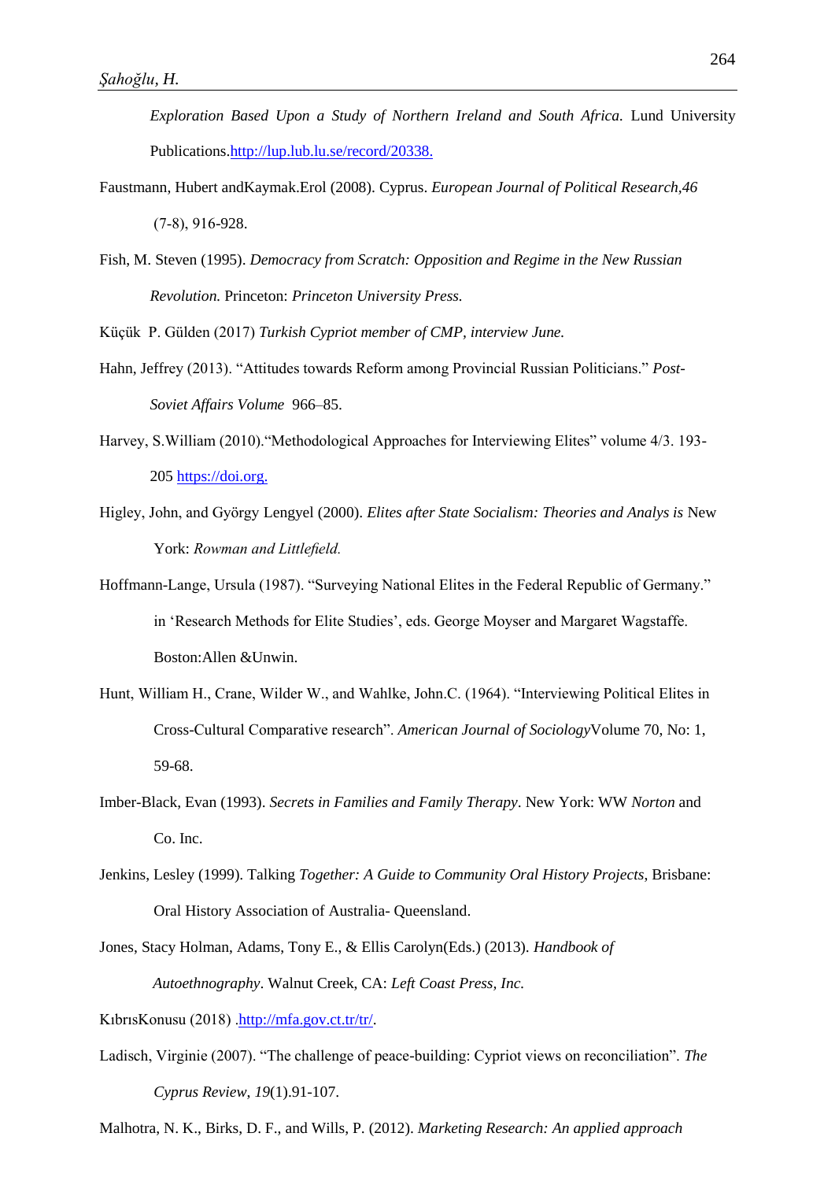*Exploration Based Upon a Study of Northern Ireland and South Africa.* Lund University Publications.http://lup.lub.lu.se/record/20338.

Faustmann, Hubert andKaymak.Erol (2008). Cyprus. *European Journal of Political Research,46* (7-8), 916-928.

Fish, M. Steven (1995). *Democracy from Scratch: Opposition and Regime in the New Russian Revolution.* Princeton: *Princeton University Press.*

Küçük P. Gülden (2017) *Turkish Cypriot member of CMP, interview June.*

Hahn, Jeffrey (2013). "Attitudes towards Reform among Provincial Russian Politicians." *Post-Soviet Affairs Volume* 966–85.

Harvey, S.William (2010)."Methodological Approaches for Interviewing Elites" volume 4/3. 193-205 https://doi.org.

Higley, John, and György Lengyel (2000). *Elites after State Socialism: Theories and Analys is* New York: *Rowman and Littlefield.*

Hoffmann-Lange, Ursula (1987). "Surveying National Elites in the Federal Republic of Germany." in 'Research Methods for Elite Studies', eds. George Moyser and Margaret Wagstaffe. Boston:Allen &Unwin.

Hunt, William H., Crane, Wilder W., and Wahlke, John.C. (1964). "Interviewing Political Elites in Cross-Cultural Comparative research". *American Journal of Sociology*Volume 70, No: 1, 59-68.

Imber-Black, Evan (1993). *Secrets in Families and Family Therapy*. New York: WW *Norton* and Co. Inc.

Jenkins, Lesley (1999). Talking *Together: A Guide to Community Oral History Projects*, Brisbane: Oral History Association of Australia- Queensland.

Jones, Stacy Holman, Adams, Tony E., & Ellis Carolyn(Eds.) (2013). *Handbook of Autoethnography*. Walnut Creek, CA: *Left Coast Press, Inc.*

KıbrısKonusu (2018) .http://mfa.gov.ct.tr/tr/.

Ladisch, Virginie (2007). "The challenge of peace-building: Cypriot views on reconciliation". *The Cyprus Review, 19*(1).91-107.

Malhotra, N. K., Birks, D. F., and Wills, P. (2012). *Marketing Research: An applied approach*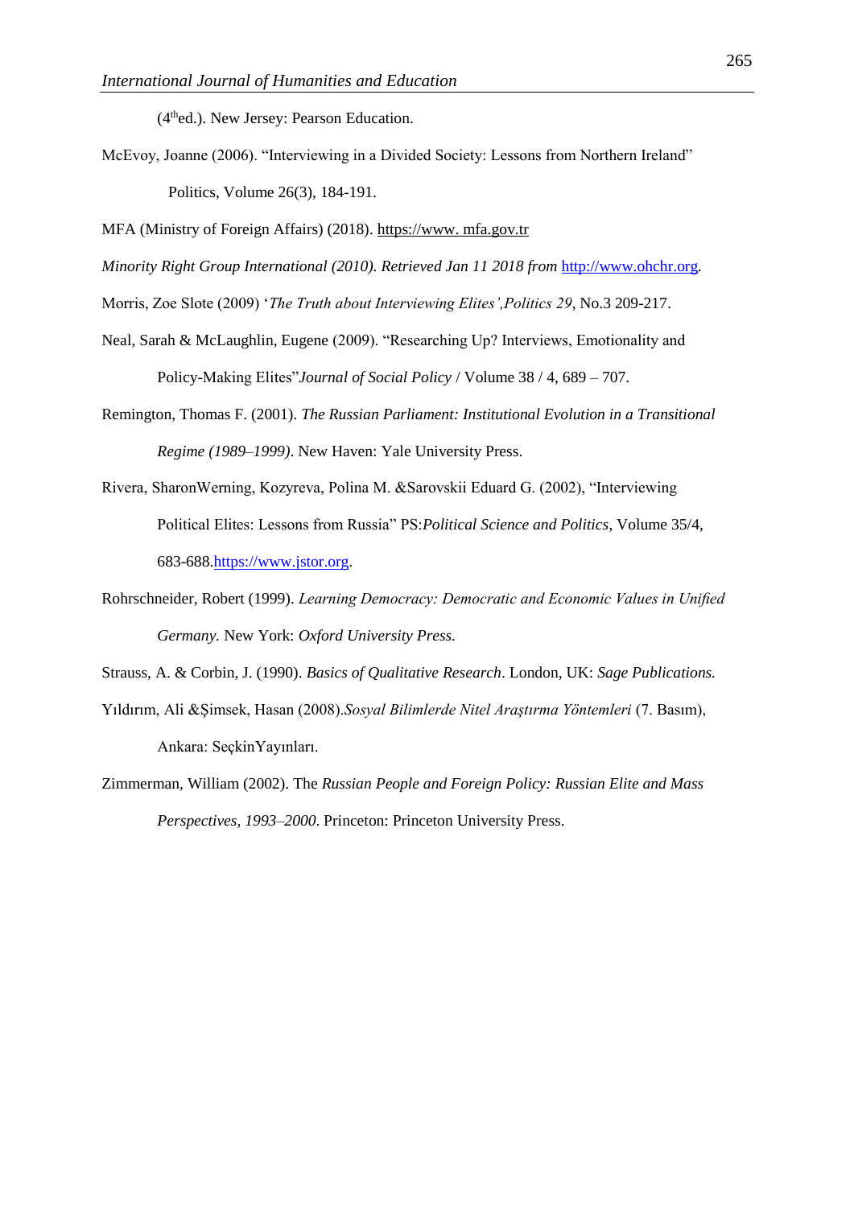(4[th]ed.). New Jersey: Pearson Education.

McEvoy, Joanne (2006). “Interviewing in a Divided Society: Lessons from Northern Ireland” Politics, Volume 26(3), 184-191.

MFA (Ministry of Foreign Affairs) (2018). https://www. mfa.gov.tr

*Minority Right Group International (2010). Retrieved Jan 11 2018 from* http://www.ohchr.org.

Morris, Zoe Slote (2009) ‘*The Truth about Interviewing Elites’,Politics 29*, No.3 209-217.

Neal, Sarah & McLaughlin, Eugene (2009). “Researching Up? Interviews, Emotionality and Policy-Making Elites”*Journal of Social Policy* / Volume 38 / 4, 689 – 707.

Remington, Thomas F. (2001). *The Russian Parliament: Institutional Evolution in a Transitional Regime (1989–1999)*. New Haven: Yale University Press.

Rivera, SharonWerning, Kozyreva, Polina M. &Sarovskii Eduard G. (2002), “Interviewing Political Elites: Lessons from Russia” PS:*Political Science and Politics*, Volume 35/4, 683-688.https://www.jstor.org.

Rohrschneider, Robert (1999). *Learning Democracy: Democratic and Economic Values in Unified Germany.* New York: *Oxford University Press.*

Strauss, A. & Corbin, J. (1990). *Basics of Qualitative Research*. London, UK: *Sage Publications.*

Yıldırım, Ali &Şimsek, Hasan (2008).*Sosyal Bilimlerde Nitel Araştırma Yöntemleri* (7. Basım), Ankara: SeçkinYayınları.

Zimmerman, William (2002). The *Russian People and Foreign Policy: Russian Elite and Mass Perspectives, 1993–2000*. Princeton: Princeton University Press.